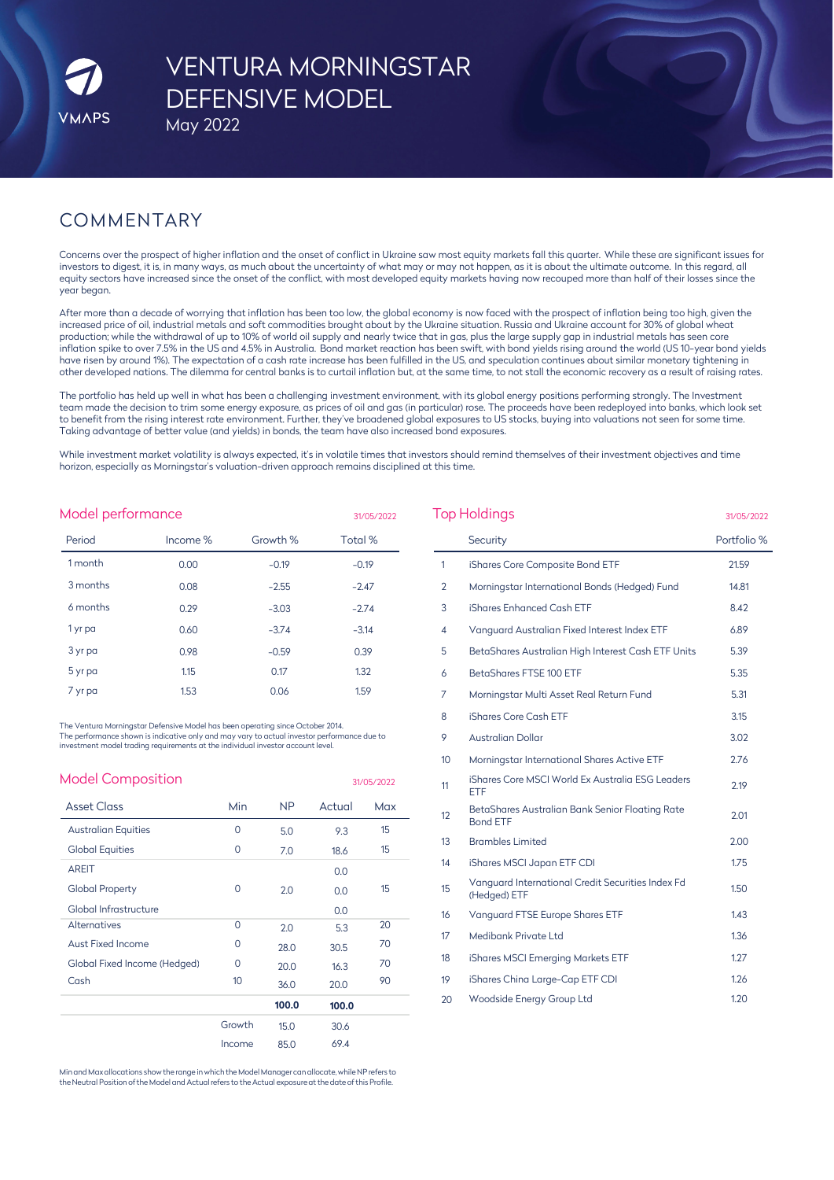# VENTURA MORNINGSTAR DEFENSIVE MODEL

May 2022

## COMMENTARY

Concerns over the prospect of higher inflation and the onset of conflict in Ukraine saw most equity markets fall this quarter. While these are significant issues for investors to digest, it is, in many ways, as much about the uncertainty of what may or may not happen, as it is about the ultimate outcome. In this regard, all equity sectors have increased since the onset of the conflict, with most developed equity markets having now recouped more than half of their losses since the year began.

After more than a decade of worrying that inflation has been too low, the global economy is now faced with the prospect of inflation being too high, given the increased price of oil, industrial metals and soft commodities brought about by the Ukraine situation. Russia and Ukraine account for 30% of global wheat production; while the withdrawal of up to 10% of world oil supply and nearly twice that in gas, plus the large supply gap in industrial metals has seen core inflation spike to over 7.5% in the US and 4.5% in Australia. Bond market reaction has been swift, with bond yields rising around the world (US 10-year bond yields have risen by around 1%). The expectation of a cash rate increase has been fulfilled in the US, and speculation continues about similar monetary tightening in other developed nations. The dilemma for central banks is to curtail inflation but, at the same time, to not stall the economic recovery as a result of raising rates.

The portfolio has held up well in what has been a challenging investment environment, with its global energy positions performing strongly. The Investment team made the decision to trim some energy exposure, as prices of oil and gas (in particular) rose. The proceeds have been redeployed into banks, which look set to benefit from the rising interest rate environment. Further, they've broadened global exposures to US stocks, buying into valuations not seen for some time. Taking advantage of better value (and yields) in bonds, the team have also increased bond exposures.

While investment market volatility is always expected, it's in volatile times that investors should remind themselves of their investment objectives and time horizon, especially as Morningstar's valuation-driven approach remains disciplined at this time.

## Model performance

31/05/2022

| Period | Income % | Growth % | Total % |
|---|---|---|---|
| 1 month | 0.00 | -0.19 | -0.19 |
| 3 months | 0.08 | -2.55 | -2.47 |
| 6 months | 0.29 | -3.03 | -2.74 |
| 1 yr pa | 0.60 | -3.74 | -3.14 |
| 3 yr pa | 0.98 | -0.59 | 0.39 |
| 5 yr pa | 1.15 | 0.17 | 1.32 |
| 7 yr pa | 1.53 | 0.06 | 1.59 |

The Ventura Morningstar Defensive Model has been operating since October 2014.
The performance shown is indicative only and may vary to actual investor performance due to investment model trading requirements at the individual investor account level.

## Model Composition

31/05/2022

| Asset Class | Min | NP | Actual | Max |
|---|---|---|---|---|
| Australian Equities | 0 | 5.0 | 9.3 | 15 |
| Global Equities | 0 | 7.0 | 18.6 | 15 |
| AREIT | | | 0.0 | |
| Global Property | 0 | 2.0 | 0.0 | 15 |
| Global Infrastructure | | | 0.0 | |
| Alternatives | 0 | 2.0 | 5.3 | 20 |
| Aust Fixed Income | 0 | 28.0 | 30.5 | 70 |
| Global Fixed Income (Hedged) | 0 | 20.0 | 16.3 | 70 |
| Cash | 10 | 36.0 | 20.0 | 90 |
| | | **100.0** | **100.0** | |
| | Growth | 15.0 | 30.6 | |
| | Income | 85.0 | 69.4 | |

Min and Max allocations show the range in which the Model Manager can allocate, while NP refers to the Neutral Position of the Model and Actual refers to the Actual exposure at the date of this Profile.

## Top Holdings

31/05/2022

| | Security | Portfolio % |
|---|---|---|
| 1 | iShares Core Composite Bond ETF | 21.59 |
| 2 | Morningstar International Bonds (Hedged) Fund | 14.81 |
| 3 | iShares Enhanced Cash ETF | 8.42 |
| 4 | Vanguard Australian Fixed Interest Index ETF | 6.89 |
| 5 | BetaShares Australian High Interest Cash ETF Units | 5.39 |
| 6 | BetaShares FTSE 100 ETF | 5.35 |
| 7 | Morningstar Multi Asset Real Return Fund | 5.31 |
| 8 | iShares Core Cash ETF | 3.15 |
| 9 | Australian Dollar | 3.02 |
| 10 | Morningstar International Shares Active ETF | 2.76 |
| 11 | iShares Core MSCI World Ex Australia ESG Leaders ETF | 2.19 |
| 12 | BetaShares Australian Bank Senior Floating Rate Bond ETF | 2.01 |
| 13 | Brambles Limited | 2.00 |
| 14 | iShares MSCI Japan ETF CDI | 1.75 |
| 15 | Vanguard International Credit Securities Index Fd (Hedged) ETF | 1.50 |
| 16 | Vanguard FTSE Europe Shares ETF | 1.43 |
| 17 | Medibank Private Ltd | 1.36 |
| 18 | iShares MSCI Emerging Markets ETF | 1.27 |
| 19 | iShares China Large-Cap ETF CDI | 1.26 |
| 20 | Woodside Energy Group Ltd | 1.20 |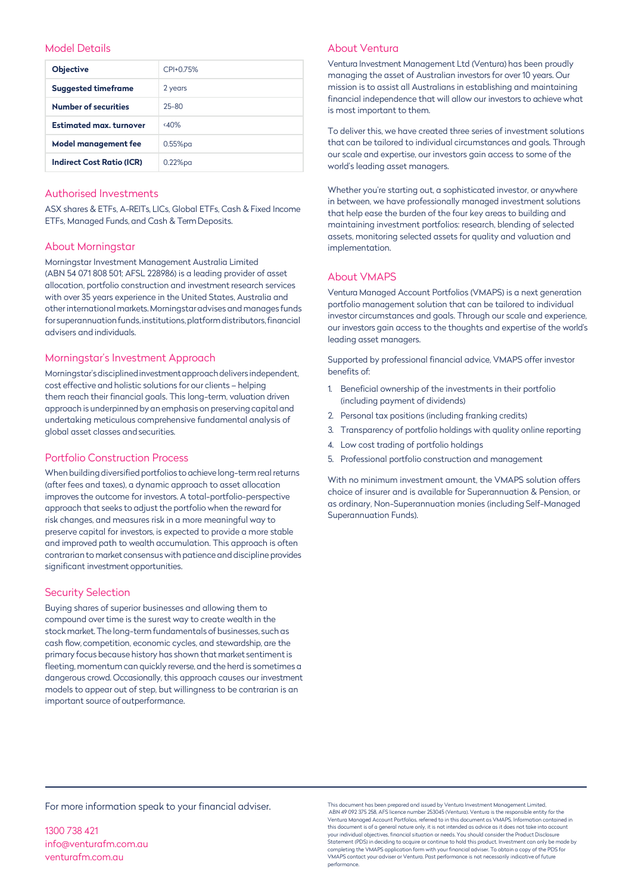## Model Details

| | |
|---|---|
| **Objective** | CPI+0.75% |
| **Suggested timeframe** | 2 years |
| **Number of securities** | 25-80 |
| **Estimated max. turnover** | <40% |
| **Model management fee** | 0.55%pa |
| **Indirect Cost Ratio (ICR)** | 0.22%pa |

## Authorised Investments

ASX shares & ETFs, A-REITs, LICs, Global ETFs, Cash & Fixed Income ETFs, Managed Funds, and Cash & Term Deposits.

## About Morningstar

Morningstar Investment Management Australia Limited (ABN 54 071 808 501; AFSL 228986) is a leading provider of asset allocation, portfolio construction and investment research services with over 35 years experience in the United States, Australia and other international markets. Morningstar advises and manages funds for superannuation funds, institutions, platform distributors, financial advisers and individuals.

## Morningstar's Investment Approach

Morningstar's disciplined investment approach delivers independent, cost effective and holistic solutions for our clients – helping them reach their financial goals. This long-term, valuation driven approach is underpinned by an emphasis on preserving capital and undertaking meticulous comprehensive fundamental analysis of global asset classes and securities.

## Portfolio Construction Process

When building diversified portfolios to achieve long-term real returns (after fees and taxes), a dynamic approach to asset allocation improves the outcome for investors. A total-portfolio-perspective approach that seeks to adjust the portfolio when the reward for risk changes, and measures risk in a more meaningful way to preserve capital for investors, is expected to provide a more stable and improved path to wealth accumulation. This approach is often contrarian to market consensus with patience and discipline provides significant investment opportunities.

## Security Selection

Buying shares of superior businesses and allowing them to compound over time is the surest way to create wealth in the stock market. The long-term fundamentals of businesses, such as cash flow, competition, economic cycles, and stewardship, are the primary focus because history has shown that market sentiment is fleeting, momentum can quickly reverse, and the herd is sometimes a dangerous crowd. Occasionally, this approach causes our investment models to appear out of step, but willingness to be contrarian is an important source of outperformance.

## About Ventura

Ventura Investment Management Ltd (Ventura) has been proudly managing the asset of Australian investors for over 10 years. Our mission is to assist all Australians in establishing and maintaining financial independence that will allow our investors to achieve what is most important to them.

To deliver this, we have created three series of investment solutions that can be tailored to individual circumstances and goals. Through our scale and expertise, our investors gain access to some of the world's leading asset managers.

Whether you're starting out, a sophisticated investor, or anywhere in between, we have professionally managed investment solutions that help ease the burden of the four key areas to building and maintaining investment portfolios: research, blending of selected assets, monitoring selected assets for quality and valuation and implementation.

## About VMAPS

Ventura Managed Account Portfolios (VMAPS) is a next generation portfolio management solution that can be tailored to individual investor circumstances and goals. Through our scale and experience, our investors gain access to the thoughts and expertise of the world's leading asset managers.

Supported by professional financial advice, VMAPS offer investor benefits of:

1. Beneficial ownership of the investments in their portfolio (including payment of dividends)
2. Personal tax positions (including franking credits)
3. Transparency of portfolio holdings with quality online reporting
4. Low cost trading of portfolio holdings
5. Professional portfolio construction and management

With no minimum investment amount, the VMAPS solution offers choice of insurer and is available for Superannuation & Pension, or as ordinary, Non-Superannuation monies (including Self-Managed Superannuation Funds).

For more information speak to your financial adviser.

1300 738 421
info@venturafm.com.au
venturafm.com.au

This document has been prepared and issued by Ventura Investment Management Limited, ABN 49 092 375 258, AFS licence number 253045 (Ventura). Ventura is the responsible entity for the Ventura Managed Account Portfolios, referred to in this document as VMAPS. Information contained in this document is of a general nature only, it is not intended as advice as it does not take into account your individual objectives, financial situation or needs. You should consider the Product Disclosure Statement (PDS) in deciding to acquire or continue to hold this product. Investment can only be made by completing the VMAPS application form with your financial adviser. To obtain a copy of the PDS for VMAPS contact your adviser or Ventura. Past performance is not necessarily indicative of future performance.